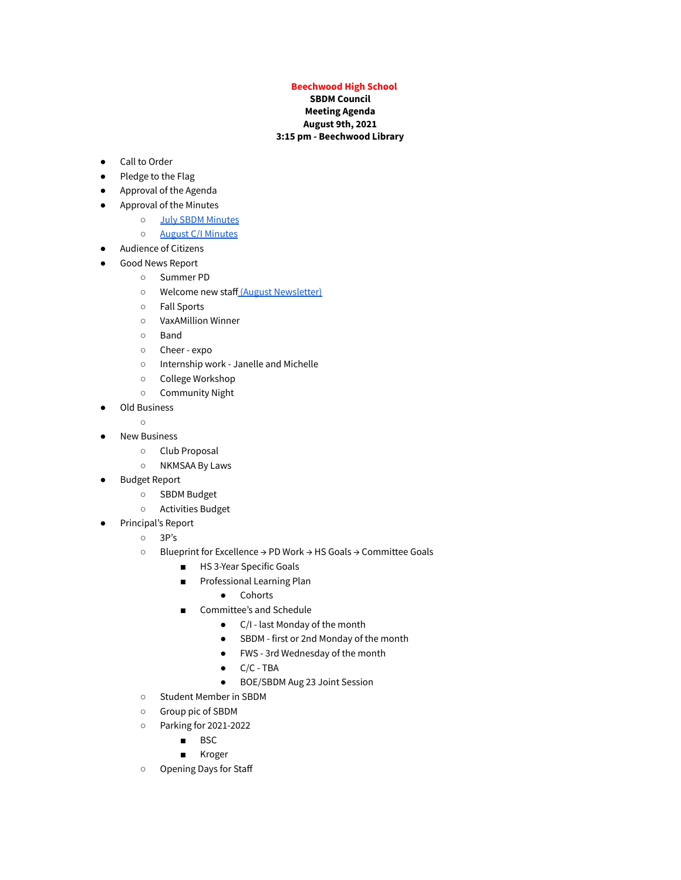**Beechwood High School**
**SBDM Council**
**Meeting Agenda**
**August 9th, 2021**
**3:15 pm - Beechwood Library**

- Call to Order
- Pledge to the Flag
- Approval of the Agenda
- Approval of the Minutes
  - July SBDM Minutes
  - August C/I Minutes
- Audience of Citizens
- Good News Report
  - Summer PD
  - Welcome new staff (August Newsletter)
  - Fall Sports
  - VaxAMillion Winner
  - Band
  - Cheer - expo
  - Internship work - Janelle and Michelle
  - College Workshop
  - Community Night
- Old Business
  -
- New Business
  - Club Proposal
  - NKMSAA By Laws
- Budget Report
  - SBDM Budget
  - Activities Budget
- Principal's Report
  - 3P's
  - Blueprint for Excellence → PD Work → HS Goals → Committee Goals
    - HS 3-Year Specific Goals
    - Professional Learning Plan
      - Cohorts
    - Committee's and Schedule
      - C/I - last Monday of the month
      - SBDM - first or 2nd Monday of the month
      - FWS - 3rd Wednesday of the month
      - C/C - TBA
      - BOE/SBDM Aug 23 Joint Session
  - Student Member in SBDM
  - Group pic of SBDM
  - Parking for 2021-2022
    - BSC
    - Kroger
  - Opening Days for Staff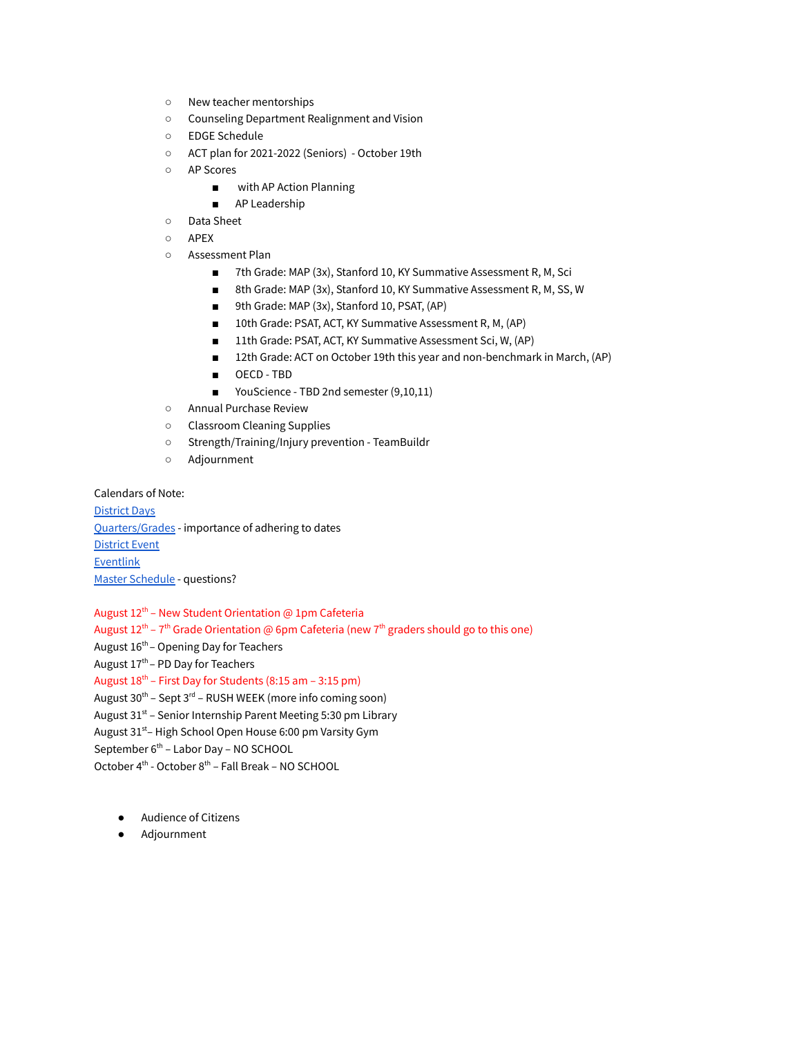- New teacher mentorships
- Counseling Department Realignment and Vision
- EDGE Schedule
- ACT plan for 2021-2022 (Seniors) - October 19th
- AP Scores
    - with AP Action Planning
    - AP Leadership
- Data Sheet
- APEX
- Assessment Plan
    - 7th Grade: MAP (3x), Stanford 10, KY Summative Assessment R, M, Sci
    - 8th Grade: MAP (3x), Stanford 10, KY Summative Assessment R, M, SS, W
    - 9th Grade: MAP (3x), Stanford 10, PSAT, (AP)
    - 10th Grade: PSAT, ACT, KY Summative Assessment R, M, (AP)
    - 11th Grade: PSAT, ACT, KY Summative Assessment Sci, W, (AP)
    - 12th Grade: ACT on October 19th this year and non-benchmark in March, (AP)
    - OECD - TBD
    - YouScience - TBD 2nd semester (9,10,11)
- Annual Purchase Review
- Classroom Cleaning Supplies
- Strength/Training/Injury prevention - TeamBuildr
- Adjournment

Calendars of Note:
District Days
Quarters/Grades - importance of adhering to dates
District Event
Eventlink
Master Schedule - questions?

August 12th – New Student Orientation @ 1pm Cafeteria
August 12th – 7th Grade Orientation @ 6pm Cafeteria (new 7th graders should go to this one)
August 16th – Opening Day for Teachers
August 17th – PD Day for Teachers
August 18th – First Day for Students (8:15 am – 3:15 pm)
August 30th – Sept 3rd – RUSH WEEK (more info coming soon)
August 31st – Senior Internship Parent Meeting 5:30 pm Library
August 31st – High School Open House 6:00 pm Varsity Gym
September 6th – Labor Day – NO SCHOOL
October 4th - October 8th – Fall Break – NO SCHOOL

- Audience of Citizens
- Adjournment